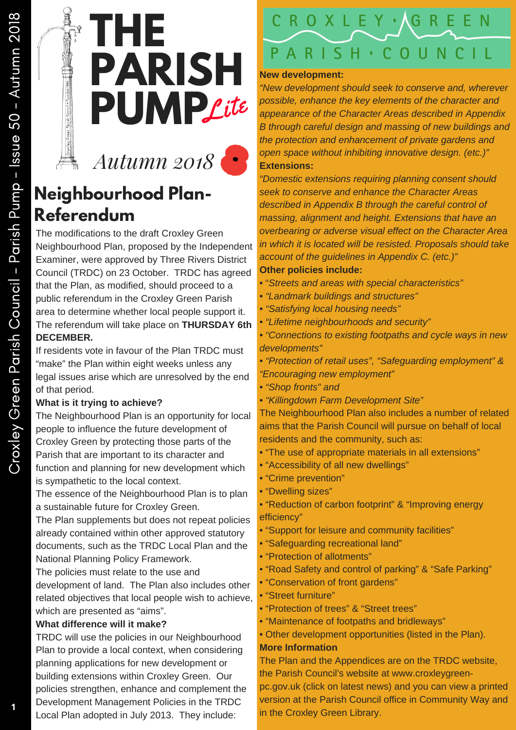# THE PARISH PUMP *Lite*

*Autumn 2018*

## Neighbourhood Plan- Referendum

The modifications to the draft Croxley Green Neighbourhood Plan, proposed by the Independent Examiner, were approved by Three Rivers District Council (TRDC) on 23 October. TRDC has agreed that the Plan, as modified, should proceed to a public referendum in the Croxley Green Parish area to determine whether local people support it. The referendum will take place on **THURSDAY 6th DECEMBER.**

If residents vote in favour of the Plan TRDC must "make" the Plan within eight weeks unless any legal issues arise which are unresolved by the end of that period.

**What is it trying to achieve?**

The Neighbourhood Plan is an opportunity for local people to influence the future development of Croxley Green by protecting those parts of the Parish that are important to its character and function and planning for new development which is sympathetic to the local context.

The essence of the Neighbourhood Plan is to plan a sustainable future for Croxley Green.

The Plan supplements but does not repeat policies already contained within other approved statutory documents, such as the TRDC Local Plan and the National Planning Policy Framework.

The policies must relate to the use and development of land. The Plan also includes other related objectives that local people wish to achieve, which are presented as "aims".

**What difference will it make?**

TRDC will use the policies in our Neighbourhood Plan to provide a local context, when considering planning applications for new development or building extensions within Croxley Green. Our policies strengthen, enhance and complement the Development Management Policies in the TRDC Local Plan adopted in July 2013. They include:

**CROXLEY GREEN PARISH COUNCIL**

**New development:**

*"New development should seek to conserve and, wherever possible, enhance the key elements of the character and appearance of the Character Areas described in Appendix B through careful design and massing of new buildings and the protection and enhancement of private gardens and open space without inhibiting innovative design. (etc.)"*

**Extensions:**

*"Domestic extensions requiring planning consent should seek to conserve and enhance the Character Areas described in Appendix B through the careful control of massing, alignment and height. Extensions that have an overbearing or adverse visual effect on the Character Area in which it is located will be resisted. Proposals should take account of the guidelines in Appendix C. (etc.)"*

**Other policies include:**

- *"Streets and areas with special characteristics"*
- *"Landmark buildings and structures"*
- *"Satisfying local housing needs"*
- *"Lifetime neighbourhoods and security"*
- *"Connections to existing footpaths and cycle ways in new developments"*
- *"Protection of retail uses", "Safeguarding employment" & "Encouraging new employment"*
- *"Shop fronts" and*
- *"Killingdown Farm Development Site"*

The Neighbourhood Plan also includes a number of related aims that the Parish Council will pursue on behalf of local residents and the community, such as:

- "The use of appropriate materials in all extensions"
- "Accessibility of all new dwellings"
- "Crime prevention"
- "Dwelling sizes"
- "Reduction of carbon footprint" & "Improving energy efficiency"
- "Support for leisure and community facilities"
- "Safeguarding recreational land"
- "Protection of allotments"
- "Road Safety and control of parking" & "Safe Parking"
- "Conservation of front gardens"
- "Street furniture"
- "Protection of trees" & "Street trees"
- "Maintenance of footpaths and bridleways"
- Other development opportunities (listed in the Plan).

**More Information**

The Plan and the Appendices are on the TRDC website, the Parish Council's website at www.croxleygreen-pc.gov.uk (click on latest news) and you can view a printed version at the Parish Council office in Community Way and in the Croxley Green Library.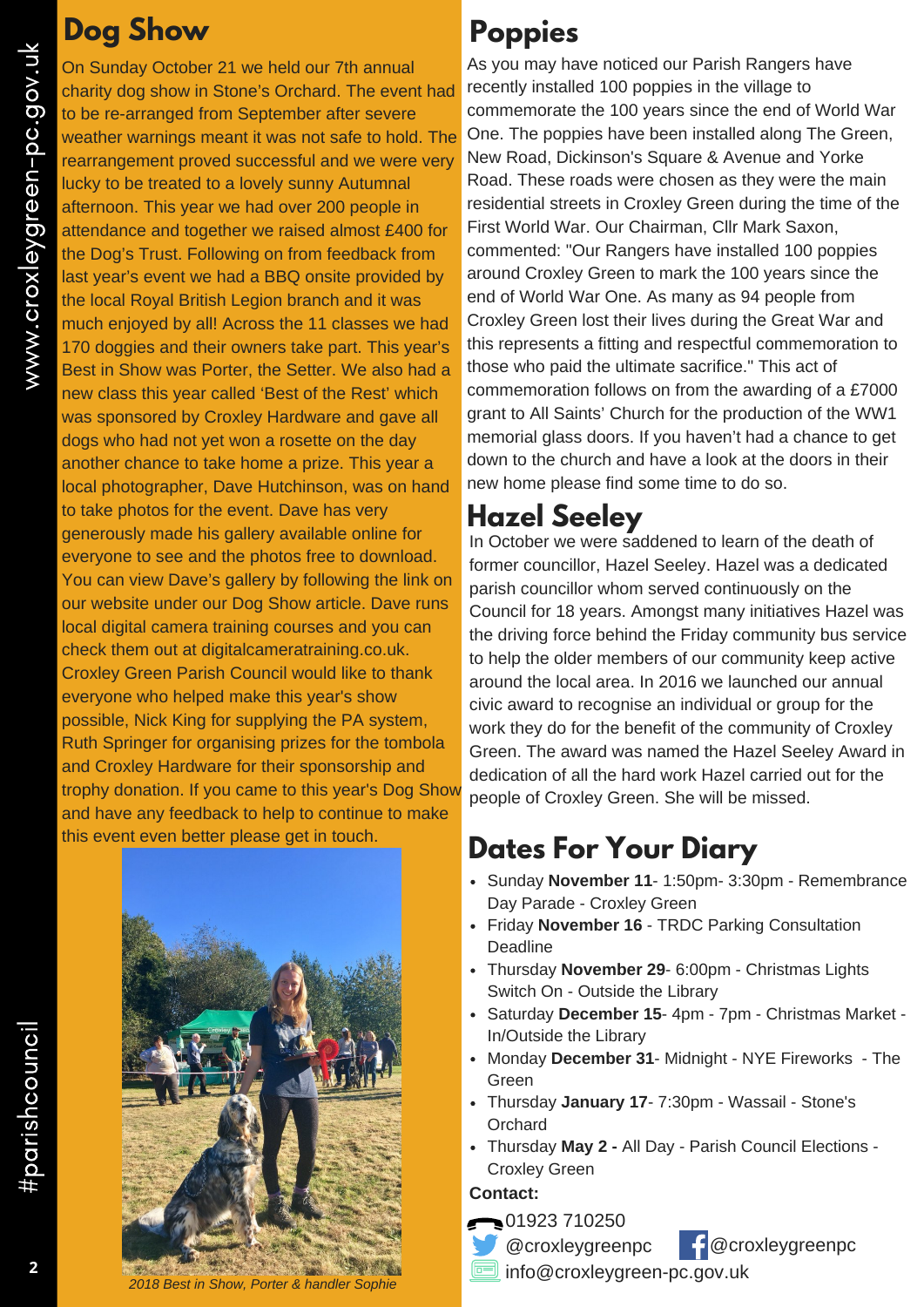## Dog Show

On Sunday October 21 we held our 7th annual charity dog show in Stone's Orchard. The event had to be re-arranged from September after severe weather warnings meant it was not safe to hold. The rearrangement proved successful and we were very lucky to be treated to a lovely sunny Autumnal afternoon. This year we had over 200 people in attendance and together we raised almost £400 for the Dog's Trust. Following on from feedback from last year's event we had a BBQ onsite provided by the local Royal British Legion branch and it was much enjoyed by all! Across the 11 classes we had 170 doggies and their owners take part. This year's Best in Show was Porter, the Setter. We also had a new class this year called 'Best of the Rest' which was sponsored by Croxley Hardware and gave all dogs who had not yet won a rosette on the day another chance to take home a prize. This year a local photographer, Dave Hutchinson, was on hand to take photos for the event. Dave has very generously made his gallery available online for everyone to see and the photos free to download. You can view Dave's gallery by following the link on our website under our Dog Show article. Dave runs local digital camera training courses and you can check them out at digitalcameratraining.co.uk. Croxley Green Parish Council would like to thank everyone who helped make this year's show possible, Nick King for supplying the PA system, Ruth Springer for organising prizes for the tombola and Croxley Hardware for their sponsorship and trophy donation. If you came to this year's Dog Show and have any feedback to help to continue to make this event even better please get in touch.

*2018 Best in Show, Porter & handler Sophie*

## Poppies

As you may have noticed our Parish Rangers have recently installed 100 poppies in the village to commemorate the 100 years since the end of World War One. The poppies have been installed along The Green, New Road, Dickinson's Square & Avenue and Yorke Road. These roads were chosen as they were the main residential streets in Croxley Green during the time of the First World War. Our Chairman, Cllr Mark Saxon, commented: "Our Rangers have installed 100 poppies around Croxley Green to mark the 100 years since the end of World War One. As many as 94 people from Croxley Green lost their lives during the Great War and this represents a fitting and respectful commemoration to those who paid the ultimate sacrifice." This act of commemoration follows on from the awarding of a £7000 grant to All Saints' Church for the production of the WW1 memorial glass doors. If you haven't had a chance to get down to the church and have a look at the doors in their new home please find some time to do so.

## Hazel Seeley

In October we were saddened to learn of the death of former councillor, Hazel Seeley. Hazel was a dedicated parish councillor whom served continuously on the Council for 18 years. Amongst many initiatives Hazel was the driving force behind the Friday community bus service to help the older members of our community keep active around the local area. In 2016 we launched our annual civic award to recognise an individual or group for the work they do for the benefit of the community of Croxley Green. The award was named the Hazel Seeley Award in dedication of all the hard work Hazel carried out for the people of Croxley Green. She will be missed.

## Dates For Your Diary

- Sunday **November 11**- 1:50pm- 3:30pm - Remembrance Day Parade - Croxley Green
- Friday **November 16** - TRDC Parking Consultation Deadline
- Thursday **November 29**- 6:00pm - Christmas Lights Switch On - Outside the Library
- Saturday **December 15**- 4pm - 7pm - Christmas Market - In/Outside the Library
- Monday **December 31**- Midnight - NYE Fireworks - The Green
- Thursday **January 17**- 7:30pm - Wassail - Stone's Orchard
- Thursday **May 2 -** All Day - Parish Council Elections - Croxley Green

**Contact:**

01923 710250

@croxleygreenpc

@croxleygreenpc

info@croxleygreen-pc.gov.uk